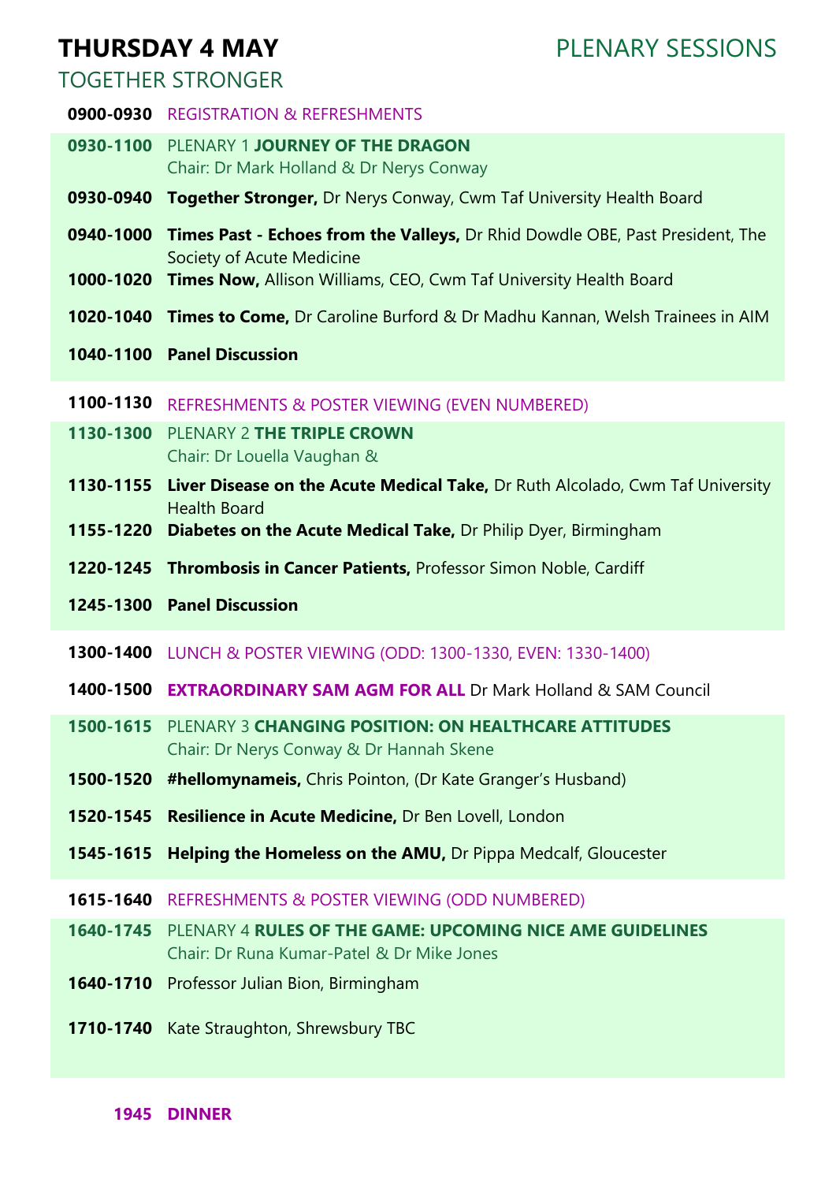# THURSDAY 4 MAY

## PLENARY SESSIONS

## TOGETHER STRONGER

**0900-0930** REGISTRATION & REFRESHMENTS

**0930-1100** PLENARY 1 **JOURNEY OF THE DRAGON**
Chair: Dr Mark Holland & Dr Nerys Conway

**0930-0940** **Together Stronger,** Dr Nerys Conway, Cwm Taf University Health Board

**0940-1000** **Times Past - Echoes from the Valleys,** Dr Rhid Dowdle OBE, Past President, The Society of Acute Medicine

**1000-1020** **Times Now,** Allison Williams, CEO, Cwm Taf University Health Board

**1020-1040** **Times to Come,** Dr Caroline Burford & Dr Madhu Kannan, Welsh Trainees in AIM

**1040-1100** **Panel Discussion**

**1100-1130** REFRESHMENTS & POSTER VIEWING (EVEN NUMBERED)

**1130-1300** PLENARY 2 **THE TRIPLE CROWN**
Chair: Dr Louella Vaughan &

**1130-1155** **Liver Disease on the Acute Medical Take,** Dr Ruth Alcolado, Cwm Taf University Health Board

**1155-1220** **Diabetes on the Acute Medical Take,** Dr Philip Dyer, Birmingham

**1220-1245** **Thrombosis in Cancer Patients,** Professor Simon Noble, Cardiff

**1245-1300** **Panel Discussion**

**1300-1400** LUNCH & POSTER VIEWING (ODD: 1300-1330, EVEN: 1330-1400)

**1400-1500** **EXTRAORDINARY SAM AGM FOR ALL** Dr Mark Holland & SAM Council

**1500-1615** PLENARY 3 **CHANGING POSITION: ON HEALTHCARE ATTITUDES**
Chair: Dr Nerys Conway & Dr Hannah Skene

**1500-1520** **#hellomynameis,** Chris Pointon, (Dr Kate Granger's Husband)

**1520-1545** **Resilience in Acute Medicine,** Dr Ben Lovell, London

**1545-1615** **Helping the Homeless on the AMU,** Dr Pippa Medcalf, Gloucester

**1615-1640** REFRESHMENTS & POSTER VIEWING (ODD NUMBERED)

**1640-1745** PLENARY 4 **RULES OF THE GAME: UPCOMING NICE AME GUIDELINES**
Chair: Dr Runa Kumar-Patel & Dr Mike Jones

**1640-1710** Professor Julian Bion, Birmingham

**1710-1740** Kate Straughton, Shrewsbury TBC

**1945** **DINNER**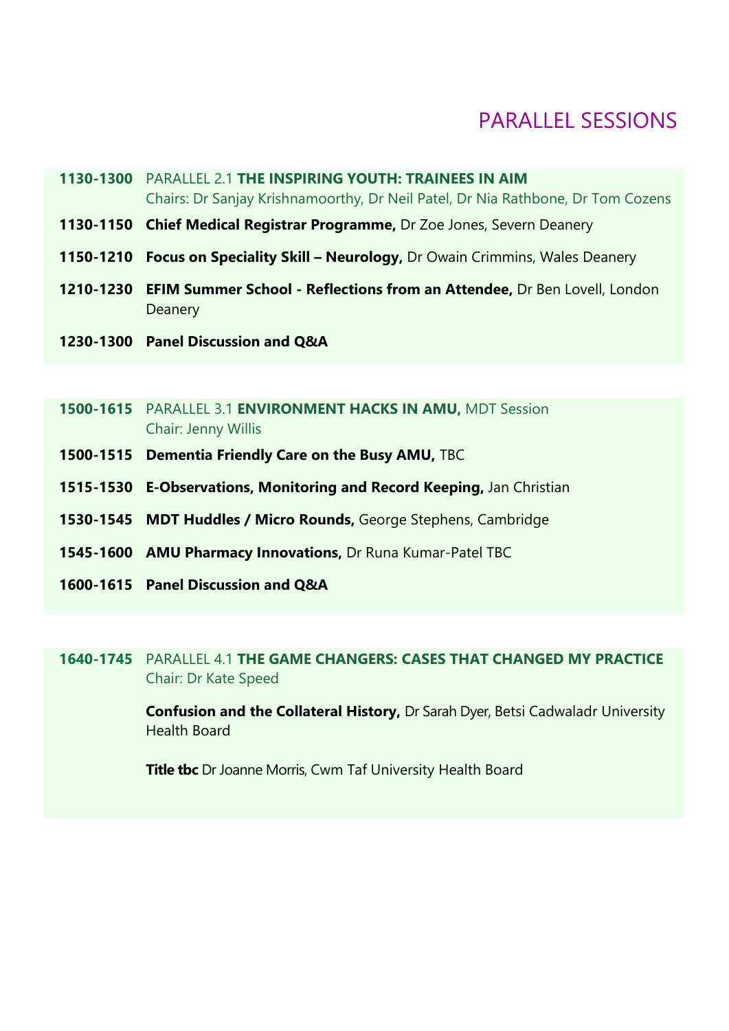# PARALLEL SESSIONS

**1130-1300** PARALLEL 2.1 **THE INSPIRING YOUTH: TRAINEES IN AIM**
Chairs: Dr Sanjay Krishnamoorthy, Dr Neil Patel, Dr Nia Rathbone, Dr Tom Cozens

**1130-1150** **Chief Medical Registrar Programme,** Dr Zoe Jones, Severn Deanery

**1150-1210** **Focus on Speciality Skill – Neurology,** Dr Owain Crimmins, Wales Deanery

**1210-1230** **EFIM Summer School - Reflections from an Attendee,** Dr Ben Lovell, London Deanery

**1230-1300** **Panel Discussion and Q&A**

**1500-1615** PARALLEL 3.1 **ENVIRONMENT HACKS IN AMU,** MDT Session
Chair: Jenny Willis

**1500-1515** **Dementia Friendly Care on the Busy AMU,** TBC

**1515-1530** **E-Observations, Monitoring and Record Keeping,** Jan Christian

**1530-1545** **MDT Huddles / Micro Rounds,** George Stephens, Cambridge

**1545-1600** **AMU Pharmacy Innovations,** Dr Runa Kumar-Patel TBC

**1600-1615** **Panel Discussion and Q&A**

**1640-1745** PARALLEL 4.1 **THE GAME CHANGERS: CASES THAT CHANGED MY PRACTICE**
Chair: Dr Kate Speed

**Confusion and the Collateral History,** Dr Sarah Dyer, Betsi Cadwaladr University Health Board

**Title tbc** Dr Joanne Morris, Cwm Taf University Health Board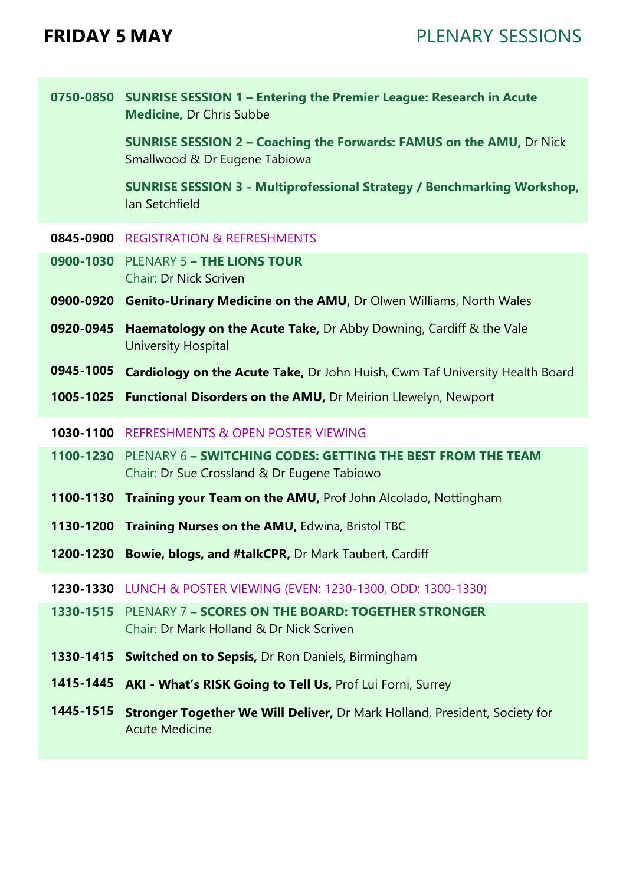# FRIDAY 5 MAY

## PLENARY SESSIONS

**0750-0850** **SUNRISE SESSION 1 – Entering the Premier League: Research in Acute Medicine,** Dr Chris Subbe

**SUNRISE SESSION 2 – Coaching the Forwards: FAMUS on the AMU,** Dr Nick Smallwood & Dr Eugene Tabiowa

**SUNRISE SESSION 3 - Multiprofessional Strategy / Benchmarking Workshop,** Ian Setchfield

**0845-0900** REGISTRATION & REFRESHMENTS

**0900-1030** PLENARY 5 **– THE LIONS TOUR**
Chair: Dr Nick Scriven

**0900-0920** **Genito-Urinary Medicine on the AMU,** Dr Olwen Williams, North Wales

**0920-0945** **Haematology on the Acute Take,** Dr Abby Downing, Cardiff & the Vale University Hospital

**0945-1005** **Cardiology on the Acute Take,** Dr John Huish, Cwm Taf University Health Board

**1005-1025** **Functional Disorders on the AMU,** Dr Meirion Llewelyn, Newport

**1030-1100** REFRESHMENTS & OPEN POSTER VIEWING

**1100-1230** PLENARY 6 **– SWITCHING CODES: GETTING THE BEST FROM THE TEAM**
Chair: Dr Sue Crossland & Dr Eugene Tabiowo

**1100-1130** **Training your Team on the AMU,** Prof John Alcolado, Nottingham

**1130-1200** **Training Nurses on the AMU,** Edwina, Bristol TBC

**1200-1230** **Bowie, blogs, and #talkCPR,** Dr Mark Taubert, Cardiff

**1230-1330** LUNCH & POSTER VIEWING (EVEN: 1230-1300, ODD: 1300-1330)

**1330-1515** PLENARY 7 **– SCORES ON THE BOARD: TOGETHER STRONGER**
Chair: Dr Mark Holland & Dr Nick Scriven

**1330-1415** **Switched on to Sepsis,** Dr Ron Daniels, Birmingham

**1415-1445** **AKI - What's RISK Going to Tell Us,** Prof Lui Forni, Surrey

**1445-1515** **Stronger Together We Will Deliver,** Dr Mark Holland, President, Society for Acute Medicine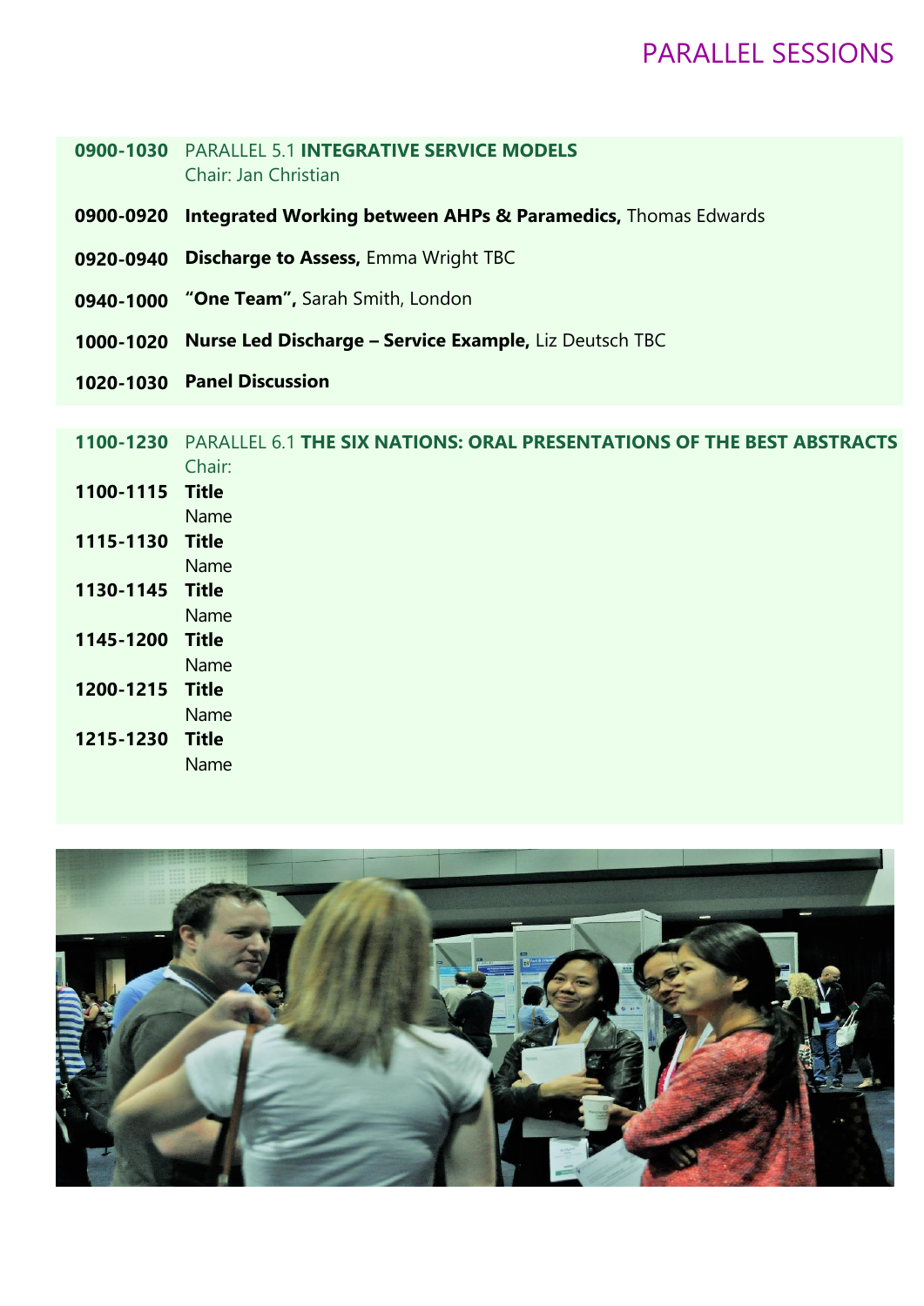# PARALLEL SESSIONS

**0900-1030** PARALLEL 5.1 **INTEGRATIVE SERVICE MODELS**
Chair: Jan Christian

**0900-0920** **Integrated Working between AHPs & Paramedics,** Thomas Edwards

**0920-0940** **Discharge to Assess,** Emma Wright TBC

**0940-1000** **"One Team",** Sarah Smith, London

**1000-1020** **Nurse Led Discharge – Service Example,** Liz Deutsch TBC

**1020-1030** **Panel Discussion**

**1100-1230** PARALLEL 6.1 **THE SIX NATIONS: ORAL PRESENTATIONS OF THE BEST ABSTRACTS**
Chair:

**1100-1115** **Title**
Name

**1115-1130** **Title**
Name

**1130-1145** **Title**
Name

**1145-1200** **Title**
Name

**1200-1215** **Title**
Name

**1215-1230** **Title**
Name